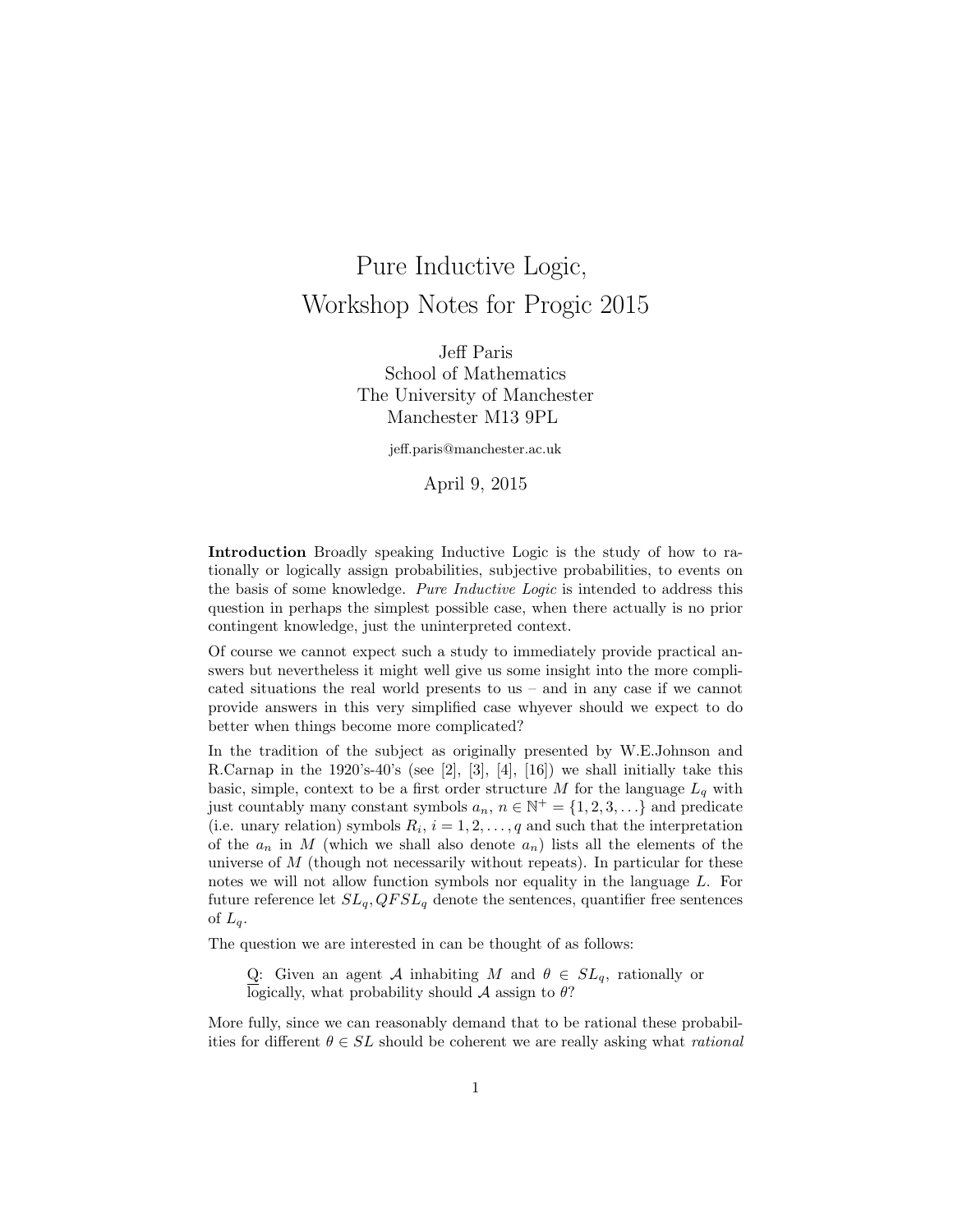# Pure Inductive Logic,
# Workshop Notes for Progic 2015

Jeff Paris
School of Mathematics
The University of Manchester
Manchester M13 9PL

jeff.paris@manchester.ac.uk

April 9, 2015

**Introduction** Broadly speaking Inductive Logic is the study of how to rationally or logically assign probabilities, subjective probabilities, to events on the basis of some knowledge. *Pure Inductive Logic* is intended to address this question in perhaps the simplest possible case, when there actually is no prior contingent knowledge, just the uninterpreted context.

Of course we cannot expect such a study to immediately provide practical answers but nevertheless it might well give us some insight into the more complicated situations the real world presents to us – and in any case if we cannot provide answers in this very simplified case whyever should we expect to do better when things become more complicated?

In the tradition of the subject as originally presented by W.E.Johnson and R.Carnap in the 1920's-40's (see [2], [3], [4], [16]) we shall initially take this basic, simple, context to be a first order structure $M$ for the language $L_q$ with just countably many constant symbols $a_n$, $n \in \mathbb{N}^+ = \{1, 2, 3, \ldots\}$ and predicate (i.e. unary relation) symbols $R_i$, $i = 1, 2, \ldots, q$ and such that the interpretation of the $a_n$ in $M$ (which we shall also denote $a_n$) lists all the elements of the universe of $M$ (though not necessarily without repeats). In particular for these notes we will not allow function symbols nor equality in the language $L$. For future reference let $SL_q, QFSL_q$ denote the sentences, quantifier free sentences of $L_q$.

The question we are interested in can be thought of as follows:

> Q: Given an agent $\mathcal{A}$ inhabiting $M$ and $\theta \in SL_q$, rationally or logically, what probability should $\mathcal{A}$ assign to $\theta$?

More fully, since we can reasonably demand that to be rational these probabilities for different $\theta \in SL$ should be coherent we are really asking what *rational*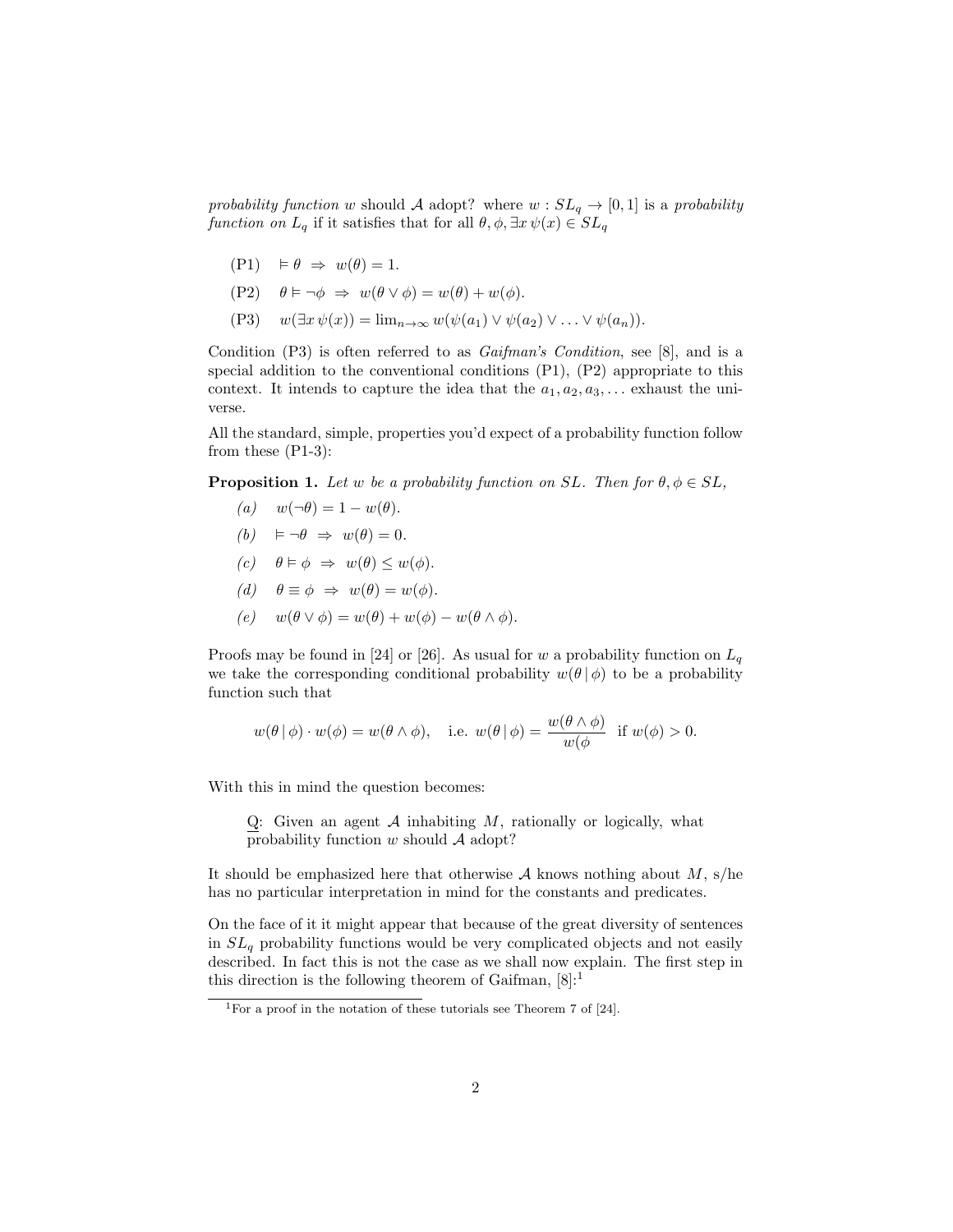*probability function* $w$ should $\mathcal{A}$ adopt? where $w : SL_q \to [0,1]$ is a *probability function on* $L_q$ if it satisfies that for all $\theta, \phi, \exists x\, \psi(x) \in SL_q$

- (P1) $\quad \vDash \theta \ \Rightarrow\ w(\theta) = 1.$
- (P2) $\quad \theta \vDash \neg\phi \ \Rightarrow\ w(\theta \vee \phi) = w(\theta) + w(\phi).$
- (P3) $\quad w(\exists x\, \psi(x)) = \lim_{n\to\infty} w(\psi(a_1) \vee \psi(a_2) \vee \ldots \vee \psi(a_n)).$

Condition (P3) is often referred to as *Gaifman's Condition*, see [8], and is a special addition to the conventional conditions (P1), (P2) appropriate to this context. It intends to capture the idea that the $a_1, a_2, a_3, \ldots$ exhaust the universe.

All the standard, simple, properties you'd expect of a probability function follow from these (P1-3):

**Proposition 1.** *Let $w$ be a probability function on $SL$. Then for $\theta, \phi \in SL$,*

- *(a)* $\quad w(\neg\theta) = 1 - w(\theta).$
- *(b)* $\quad \vDash \neg\theta \ \Rightarrow\ w(\theta) = 0.$
- *(c)* $\quad \theta \vDash \phi \ \Rightarrow\ w(\theta) \leq w(\phi).$
- *(d)* $\quad \theta \equiv \phi \ \Rightarrow\ w(\theta) = w(\phi).$
- *(e)* $\quad w(\theta \vee \phi) = w(\theta) + w(\phi) - w(\theta \wedge \phi).$

Proofs may be found in [24] or [26]. As usual for $w$ a probability function on $L_q$ we take the corresponding conditional probability $w(\theta \,|\, \phi)$ to be a probability function such that

$$w(\theta \,|\, \phi) \cdot w(\phi) = w(\theta \wedge \phi), \quad \text{i.e. } w(\theta \,|\, \phi) = \frac{w(\theta \wedge \phi)}{w(\phi} \ \text{ if } w(\phi) > 0.$$

With this in mind the question becomes:

> Q: Given an agent $\mathcal{A}$ inhabiting $M$, rationally or logically, what probability function $w$ should $\mathcal{A}$ adopt?

It should be emphasized here that otherwise $\mathcal{A}$ knows nothing about $M$, s/he has no particular interpretation in mind for the constants and predicates.

On the face of it it might appear that because of the great diversity of sentences in $SL_q$ probability functions would be very complicated objects and not easily described. In fact this is not the case as we shall now explain. The first step in this direction is the following theorem of Gaifman, [8]:[1]

[1] For a proof in the notation of these tutorials see Theorem 7 of [24].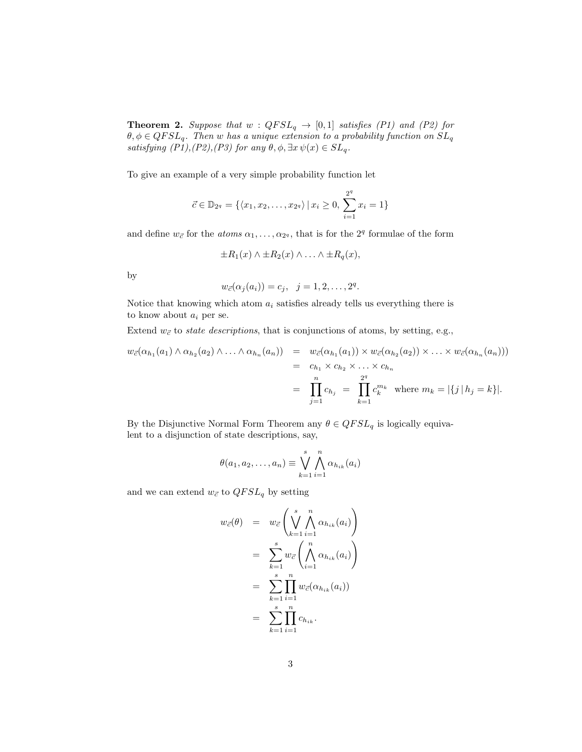**Theorem 2.** *Suppose that $w : QFSL_q \to [0,1]$ satisfies (P1) and (P2) for $\theta, \phi \in QFSL_q$. Then $w$ has a unique extension to a probability function on $SL_q$ satisfying (P1),(P2),(P3) for any $\theta, \phi, \exists x\, \psi(x) \in SL_q$.*

To give an example of a very simple probability function let

$$\vec{c} \in \mathbb{D}_{2^q} = \{\langle x_1, x_2, \ldots, x_{2^q}\rangle \mid x_i \geq 0, \sum_{i=1}^{2^q} x_i = 1\}$$

and define $w_{\vec{c}}$ for the *atoms* $\alpha_1, \ldots, \alpha_{2^q}$, that is for the $2^q$ formulae of the form

$$\pm R_1(x) \wedge \pm R_2(x) \wedge \ldots \wedge \pm R_q(x),$$

by

$$w_{\vec{c}}(\alpha_j(a_i)) = c_j, \quad j = 1, 2, \ldots, 2^q.$$

Notice that knowing which atom $a_i$ satisfies already tells us everything there is to know about $a_i$ per se.

Extend $w_{\vec{c}}$ to *state descriptions*, that is conjunctions of atoms, by setting, e.g.,

$$\begin{aligned}
w_{\vec{c}}(\alpha_{h_1}(a_1) \wedge \alpha_{h_2}(a_2) \wedge \ldots \wedge \alpha_{h_n}(a_n)) &= w_{\vec{c}}(\alpha_{h_1}(a_1)) \times w_{\vec{c}}(\alpha_{h_2}(a_2)) \times \ldots \times w_{\vec{c}}(\alpha_{h_n}(a_n))) \\
&= c_{h_1} \times c_{h_2} \times \ldots \times c_{h_n} \\
&= \prod_{j=1}^{n} c_{h_j} \;=\; \prod_{k=1}^{2^q} c_k^{m_k} \;\; \text{where } m_k = |\{j \mid h_j = k\}|.
\end{aligned}$$

By the Disjunctive Normal Form Theorem any $\theta \in QFSL_q$ is logically equivalent to a disjunction of state descriptions, say,

$$\theta(a_1, a_2, \ldots, a_n) \equiv \bigvee_{k=1}^{s} \bigwedge_{i=1}^{n} \alpha_{h_{ik}}(a_i)$$

and we can extend $w_{\vec{c}}$ to $QFSL_q$ by setting

$$\begin{aligned}
w_{\vec{c}}(\theta) &= w_{\vec{c}}\left(\bigvee_{k=1}^{s} \bigwedge_{i=1}^{n} \alpha_{h_{ik}}(a_i)\right) \\
&= \sum_{k=1}^{s} w_{\vec{c}}\left(\bigwedge_{i=1}^{n} \alpha_{h_{ik}}(a_i)\right) \\
&= \sum_{k=1}^{s} \prod_{i=1}^{n} w_{\vec{c}}(\alpha_{h_{ik}}(a_i)) \\
&= \sum_{k=1}^{s} \prod_{i=1}^{n} c_{h_{ik}}.
\end{aligned}$$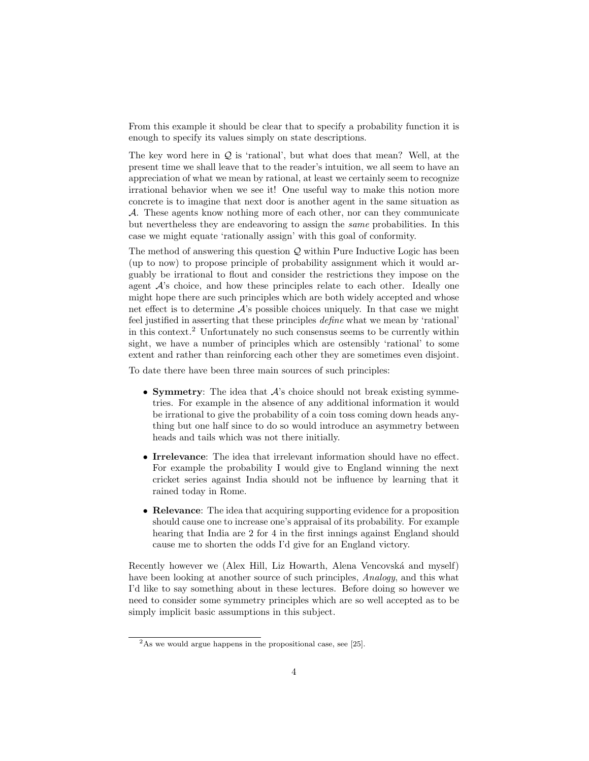From this example it should be clear that to specify a probability function it is enough to specify its values simply on state descriptions.

The key word here in $\mathcal{Q}$ is 'rational', but what does that mean? Well, at the present time we shall leave that to the reader's intuition, we all seem to have an appreciation of what we mean by rational, at least we certainly seem to recognize irrational behavior when we see it! One useful way to make this notion more concrete is to imagine that next door is another agent in the same situation as $\mathcal{A}$. These agents know nothing more of each other, nor can they communicate but nevertheless they are endeavoring to assign the *same* probabilities. In this case we might equate 'rationally assign' with this goal of conformity.

The method of answering this question $\mathcal{Q}$ within Pure Inductive Logic has been (up to now) to propose principle of probability assignment which it would arguably be irrational to flout and consider the restrictions they impose on the agent $\mathcal{A}$'s choice, and how these principles relate to each other. Ideally one might hope there are such principles which are both widely accepted and whose net effect is to determine $\mathcal{A}$'s possible choices uniquely. In that case we might feel justified in asserting that these principles *define* what we mean by 'rational' in this context.[2] Unfortunately no such consensus seems to be currently within sight, we have a number of principles which are ostensibly 'rational' to some extent and rather than reinforcing each other they are sometimes even disjoint.

To date there have been three main sources of such principles:

- **Symmetry**: The idea that $\mathcal{A}$'s choice should not break existing symmetries. For example in the absence of any additional information it would be irrational to give the probability of a coin toss coming down heads anything but one half since to do so would introduce an asymmetry between heads and tails which was not there initially.
- **Irrelevance**: The idea that irrelevant information should have no effect. For example the probability I would give to England winning the next cricket series against India should not be influence by learning that it rained today in Rome.
- **Relevance**: The idea that acquiring supporting evidence for a proposition should cause one to increase one's appraisal of its probability. For example hearing that India are 2 for 4 in the first innings against England should cause me to shorten the odds I'd give for an England victory.

Recently however we (Alex Hill, Liz Howarth, Alena Vencovská and myself) have been looking at another source of such principles, *Analogy*, and this what I'd like to say something about in these lectures. Before doing so however we need to consider some symmetry principles which are so well accepted as to be simply implicit basic assumptions in this subject.

[2] As we would argue happens in the propositional case, see [25].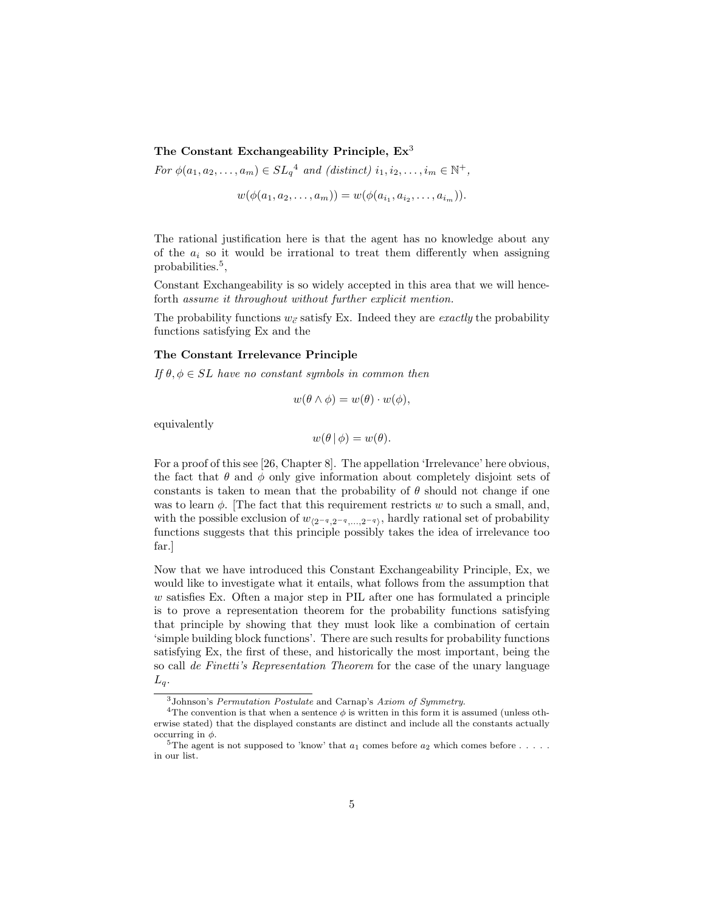**The Constant Exchangeability Principle, Ex**[3]

*For* $\phi(a_1, a_2, \ldots, a_m) \in SL_q$[4] *and (distinct)* $i_1, i_2, \ldots, i_m \in \mathbb{N}^+$,

$$w(\phi(a_1, a_2, \ldots, a_m)) = w(\phi(a_{i_1}, a_{i_2}, \ldots, a_{i_m})).$$

The rational justification here is that the agent has no knowledge about any of the $a_i$ so it would be irrational to treat them differently when assigning probabilities.[5],

Constant Exchangeability is so widely accepted in this area that we will henceforth *assume it throughout without further explicit mention.*

The probability functions $w_{\vec{c}}$ satisfy Ex. Indeed they are *exactly* the probability functions satisfying Ex and the

**The Constant Irrelevance Principle**

*If* $\theta, \phi \in SL$ *have no constant symbols in common then*

$$w(\theta \wedge \phi) = w(\theta) \cdot w(\phi),$$

equivalently

$$w(\theta \mid \phi) = w(\theta).$$

For a proof of this see [26, Chapter 8]. The appellation 'Irrelevance' here obvious, the fact that $\theta$ and $\phi$ only give information about completely disjoint sets of constants is taken to mean that the probability of $\theta$ should not change if one was to learn $\phi$. [The fact that this requirement restricts $w$ to such a small, and, with the possible exclusion of $w_{\langle 2^{-q}, 2^{-q}, \ldots, 2^{-q} \rangle}$, hardly rational set of probability functions suggests that this principle possibly takes the idea of irrelevance too far.]

Now that we have introduced this Constant Exchangeability Principle, Ex, we would like to investigate what it entails, what follows from the assumption that $w$ satisfies Ex. Often a major step in PIL after one has formulated a principle is to prove a representation theorem for the probability functions satisfying that principle by showing that they must look like a combination of certain 'simple building block functions'. There are such results for probability functions satisfying Ex, the first of these, and historically the most important, being the so call *de Finetti's Representation Theorem* for the case of the unary language $L_q$.

---

[3] Johnson's *Permutation Postulate* and Carnap's *Axiom of Symmetry*.

[4] The convention is that when a sentence $\phi$ is written in this form it is assumed (unless otherwise stated) that the displayed constants are distinct and include all the constants actually occurring in $\phi$.

[5] The agent is not supposed to 'know' that $a_1$ comes before $a_2$ which comes before . . . . . in our list.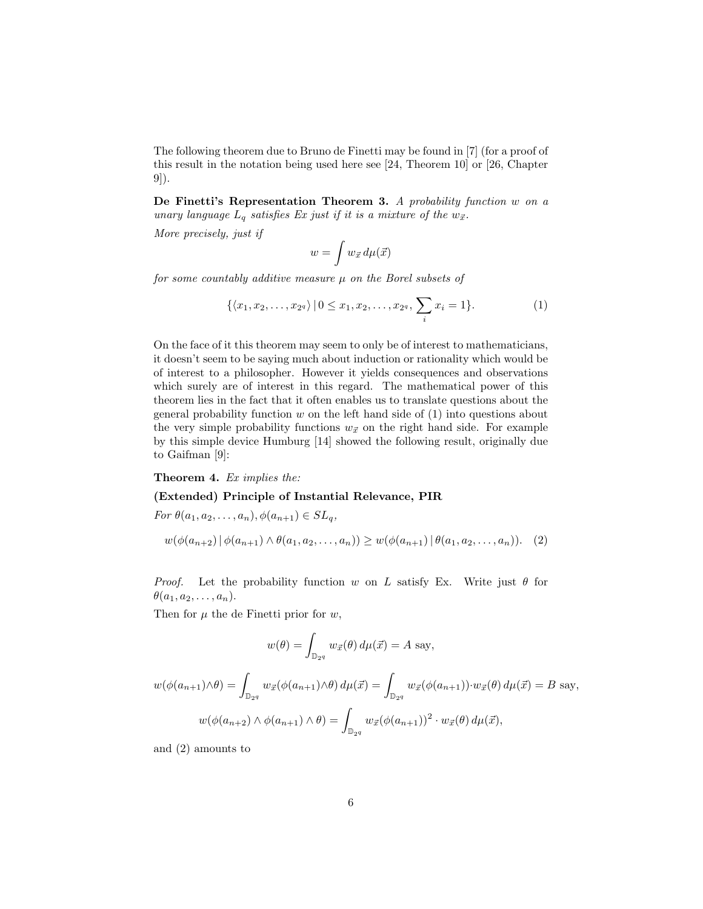The following theorem due to Bruno de Finetti may be found in [7] (for a proof of this result in the notation being used here see [24, Theorem 10] or [26, Chapter 9]).

**De Finetti's Representation Theorem 3.** *A probability function $w$ on a unary language $L_q$ satisfies Ex just if it is a mixture of the $w_{\vec{x}}$.*

*More precisely, just if*

$$w = \int w_{\vec{x}} \, d\mu(\vec{x})$$

*for some countably additive measure $\mu$ on the Borel subsets of*

$$\{\langle x_1, x_2, \dots, x_{2^q} \rangle \,|\, 0 \leq x_1, x_2, \dots, x_{2^q}, \sum_i x_i = 1\}. \tag{1}$$

On the face of it this theorem may seem to only be of interest to mathematicians, it doesn't seem to be saying much about induction or rationality which would be of interest to a philosopher. However it yields consequences and observations which surely are of interest in this regard. The mathematical power of this theorem lies in the fact that it often enables us to translate questions about the general probability function $w$ on the left hand side of (1) into questions about the very simple probability functions $w_{\vec{x}}$ on the right hand side. For example by this simple device Humburg [14] showed the following result, originally due to Gaifman [9]:

**Theorem 4.** *Ex implies the:*

**(Extended) Principle of Instantial Relevance, PIR**

*For $\theta(a_1, a_2, \dots, a_n), \phi(a_{n+1}) \in SL_q$,*

$$w(\phi(a_{n+2}) \,|\, \phi(a_{n+1}) \wedge \theta(a_1, a_2, \dots, a_n)) \geq w(\phi(a_{n+1}) \,|\, \theta(a_1, a_2, \dots, a_n)). \tag{2}$$

*Proof.* Let the probability function $w$ on $L$ satisfy Ex. Write just $\theta$ for $\theta(a_1, a_2, \dots, a_n)$.

Then for $\mu$ the de Finetti prior for $w$,

$$w(\theta) = \int_{\mathbb{D}_{2^q}} w_{\vec{x}}(\theta) \, d\mu(\vec{x}) = A \text{ say},$$

$$w(\phi(a_{n+1}) \wedge \theta) = \int_{\mathbb{D}_{2^q}} w_{\vec{x}}(\phi(a_{n+1}) \wedge \theta) \, d\mu(\vec{x}) = \int_{\mathbb{D}_{2^q}} w_{\vec{x}}(\phi(a_{n+1})) \cdot w_{\vec{x}}(\theta) \, d\mu(\vec{x}) = B \text{ say},$$

$$w(\phi(a_{n+2}) \wedge \phi(a_{n+1}) \wedge \theta) = \int_{\mathbb{D}_{2^q}} w_{\vec{x}}(\phi(a_{n+1}))^2 \cdot w_{\vec{x}}(\theta) \, d\mu(\vec{x}),$$

and (2) amounts to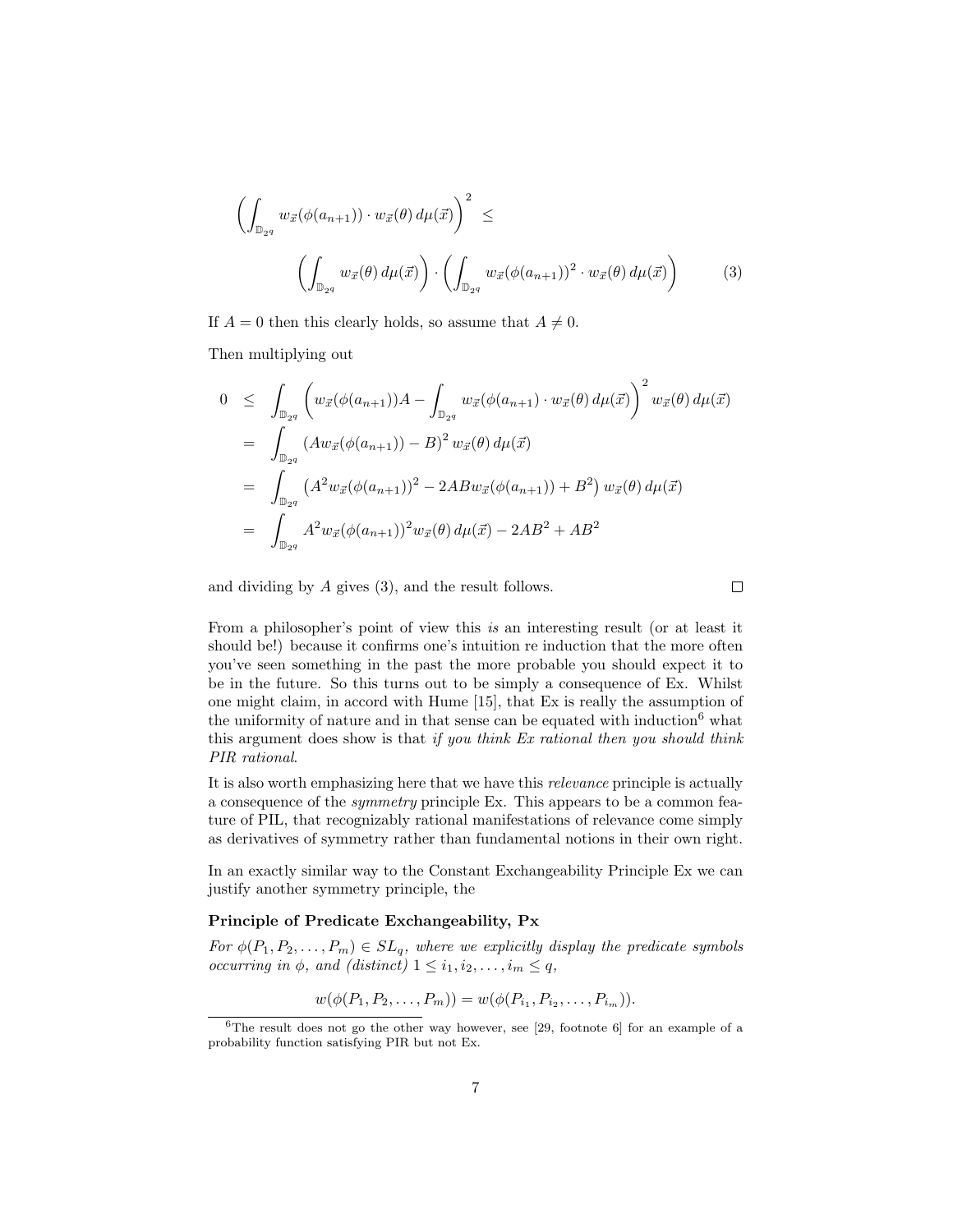$$\left(\int_{\mathbb{D}_{2^q}} w_{\vec{x}}(\phi(a_{n+1})) \cdot w_{\vec{x}}(\theta)\, d\mu(\vec{x})\right)^2 \leq$$

$$\left(\int_{\mathbb{D}_{2^q}} w_{\vec{x}}(\theta)\, d\mu(\vec{x})\right) \cdot \left(\int_{\mathbb{D}_{2^q}} w_{\vec{x}}(\phi(a_{n+1}))^2 \cdot w_{\vec{x}}(\theta)\, d\mu(\vec{x})\right) \qquad (3)$$

If $A = 0$ then this clearly holds, so assume that $A \neq 0$.

Then multiplying out

$$\begin{aligned}
0 &\leq \int_{\mathbb{D}_{2^q}} \left(w_{\vec{x}}(\phi(a_{n+1}))A - \int_{\mathbb{D}_{2^q}} w_{\vec{x}}(\phi(a_{n+1}) \cdot w_{\vec{x}}(\theta)\, d\mu(\vec{x})\right)^2 w_{\vec{x}}(\theta)\, d\mu(\vec{x}) \\
&= \int_{\mathbb{D}_{2^q}} \left(Aw_{\vec{x}}(\phi(a_{n+1})) - B\right)^2 w_{\vec{x}}(\theta)\, d\mu(\vec{x}) \\
&= \int_{\mathbb{D}_{2^q}} \left(A^2 w_{\vec{x}}(\phi(a_{n+1}))^2 - 2ABw_{\vec{x}}(\phi(a_{n+1})) + B^2\right) w_{\vec{x}}(\theta)\, d\mu(\vec{x}) \\
&= \int_{\mathbb{D}_{2^q}} A^2 w_{\vec{x}}(\phi(a_{n+1}))^2 w_{\vec{x}}(\theta)\, d\mu(\vec{x}) - 2AB^2 + AB^2
\end{aligned}$$

and dividing by $A$ gives (3), and the result follows. □

From a philosopher's point of view this *is* an interesting result (or at least it should be!) because it confirms one's intuition re induction that the more often you've seen something in the past the more probable you should expect it to be in the future. So this turns out to be simply a consequence of Ex. Whilst one might claim, in accord with Hume [15], that Ex is really the assumption of the uniformity of nature and in that sense can be equated with induction[6] what this argument does show is that *if you think Ex rational then you should think PIR rational*.

It is also worth emphasizing here that we have this *relevance* principle is actually a consequence of the *symmetry* principle Ex. This appears to be a common feature of PIL, that recognizably rational manifestations of relevance come simply as derivatives of symmetry rather than fundamental notions in their own right.

In an exactly similar way to the Constant Exchangeability Principle Ex we can justify another symmetry principle, the

**Principle of Predicate Exchangeability, Px**

*For $\phi(P_1, P_2, \ldots, P_m) \in SL_q$, where we explicitly display the predicate symbols occurring in $\phi$, and (distinct) $1 \leq i_1, i_2, \ldots, i_m \leq q$,*

$$w(\phi(P_1, P_2, \ldots, P_m)) = w(\phi(P_{i_1}, P_{i_2}, \ldots, P_{i_m})).$$

[6] The result does not go the other way however, see [29, footnote 6] for an example of a probability function satisfying PIR but not Ex.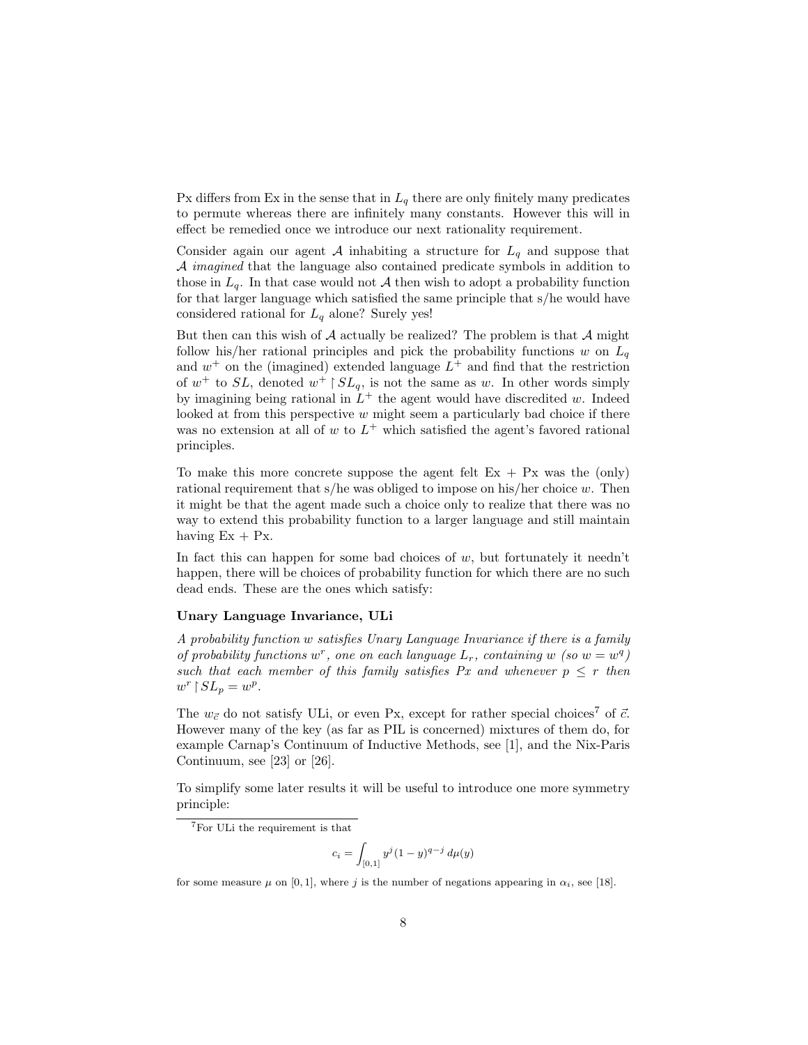Px differs from Ex in the sense that in $L_q$ there are only finitely many predicates to permute whereas there are infinitely many constants. However this will in effect be remedied once we introduce our next rationality requirement.

Consider again our agent $\mathcal{A}$ inhabiting a structure for $L_q$ and suppose that $\mathcal{A}$ *imagined* that the language also contained predicate symbols in addition to those in $L_q$. In that case would not $\mathcal{A}$ then wish to adopt a probability function for that larger language which satisfied the same principle that s/he would have considered rational for $L_q$ alone? Surely yes!

But then can this wish of $\mathcal{A}$ actually be realized? The problem is that $\mathcal{A}$ might follow his/her rational principles and pick the probability functions $w$ on $L_q$ and $w^+$ on the (imagined) extended language $L^+$ and find that the restriction of $w^+$ to $SL$, denoted $w^+ \restriction SL_q$, is not the same as $w$. In other words simply by imagining being rational in $L^+$ the agent would have discredited $w$. Indeed looked at from this perspective $w$ might seem a particularly bad choice if there was no extension at all of $w$ to $L^+$ which satisfied the agent's favored rational principles.

To make this more concrete suppose the agent felt Ex + Px was the (only) rational requirement that s/he was obliged to impose on his/her choice $w$. Then it might be that the agent made such a choice only to realize that there was no way to extend this probability function to a larger language and still maintain having Ex + Px.

In fact this can happen for some bad choices of $w$, but fortunately it needn't happen, there will be choices of probability function for which there are no such dead ends. These are the ones which satisfy:

**Unary Language Invariance, ULi**

*A probability function $w$ satisfies Unary Language Invariance if there is a family of probability functions $w^r$, one on each language $L_r$, containing $w$ (so $w = w^q$) such that each member of this family satisfies Px and whenever $p \leq r$ then $w^r \restriction SL_p = w^p$.*

The $w_{\vec{c}}$ do not satisfy ULi, or even Px, except for rather special choices[7] of $\vec{c}$. However many of the key (as far as PIL is concerned) mixtures of them do, for example Carnap's Continuum of Inductive Methods, see [1], and the Nix-Paris Continuum, see [23] or [26].

To simplify some later results it will be useful to introduce one more symmetry principle:

---

[7] For ULi the requirement is that

$$c_i = \int_{[0,1]} y^j (1-y)^{q-j} \, d\mu(y)$$

for some measure $\mu$ on $[0, 1]$, where $j$ is the number of negations appearing in $\alpha_i$, see [18].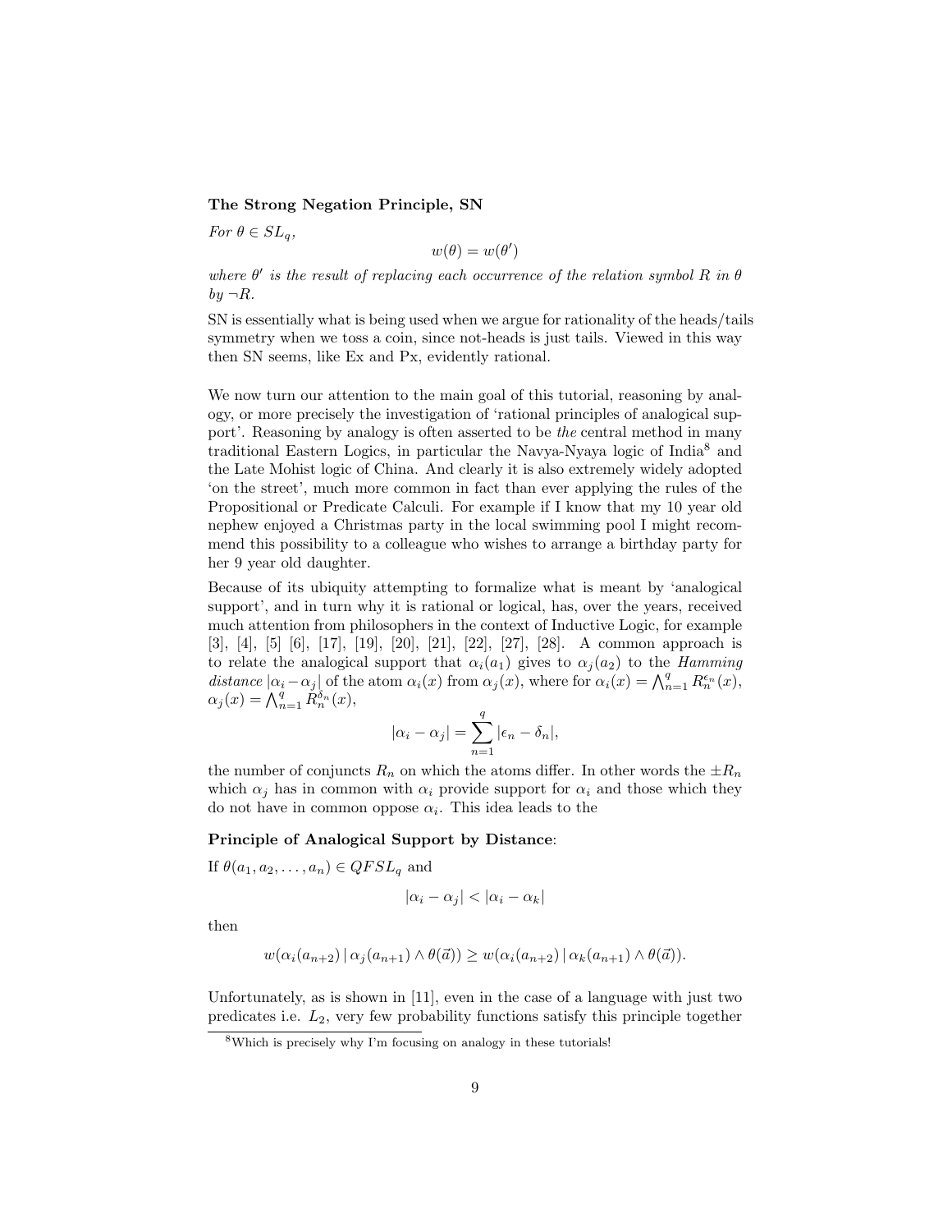**The Strong Negation Principle, SN**

*For* $\theta \in SL_q$,

$$w(\theta) = w(\theta')$$

*where* $\theta'$ *is the result of replacing each occurrence of the relation symbol* $R$ *in* $\theta$ *by* $\neg R$.

SN is essentially what is being used when we argue for rationality of the heads/tails symmetry when we toss a coin, since not-heads is just tails. Viewed in this way then SN seems, like Ex and Px, evidently rational.

We now turn our attention to the main goal of this tutorial, reasoning by analogy, or more precisely the investigation of 'rational principles of analogical support'. Reasoning by analogy is often asserted to be *the* central method in many traditional Eastern Logics, in particular the Navya-Nyaya logic of India[8] and the Late Mohist logic of China. And clearly it is also extremely widely adopted 'on the street', much more common in fact than ever applying the rules of the Propositional or Predicate Calculi. For example if I know that my 10 year old nephew enjoyed a Christmas party in the local swimming pool I might recommend this possibility to a colleague who wishes to arrange a birthday party for her 9 year old daughter.

Because of its ubiquity attempting to formalize what is meant by 'analogical support', and in turn why it is rational or logical, has, over the years, received much attention from philosophers in the context of Inductive Logic, for example [3], [4], [5] [6], [17], [19], [20], [21], [22], [27], [28]. A common approach is to relate the analogical support that $\alpha_i(a_1)$ gives to $\alpha_j(a_2)$ to the *Hamming distance* $|\alpha_i - \alpha_j|$ of the atom $\alpha_i(x)$ from $\alpha_j(x)$, where for $\alpha_i(x) = \bigwedge_{n=1}^{q} R_n^{\epsilon_n}(x)$, $\alpha_j(x) = \bigwedge_{n=1}^{q} R_n^{\delta_n}(x)$,

$$|\alpha_i - \alpha_j| = \sum_{n=1}^{q} |\epsilon_n - \delta_n|,$$

the number of conjuncts $R_n$ on which the atoms differ. In other words the $\pm R_n$ which $\alpha_j$ has in common with $\alpha_i$ provide support for $\alpha_i$ and those which they do not have in common oppose $\alpha_i$. This idea leads to the

**Principle of Analogical Support by Distance**:

If $\theta(a_1, a_2, \ldots, a_n) \in QFSL_q$ and

$$|\alpha_i - \alpha_j| < |\alpha_i - \alpha_k|$$

then

$$w(\alpha_i(a_{n+2}) \,|\, \alpha_j(a_{n+1}) \wedge \theta(\vec{a})) \geq w(\alpha_i(a_{n+2}) \,|\, \alpha_k(a_{n+1}) \wedge \theta(\vec{a})).$$

Unfortunately, as is shown in [11], even in the case of a language with just two predicates i.e. $L_2$, very few probability functions satisfy this principle together

[8] Which is precisely why I'm focusing on analogy in these tutorials!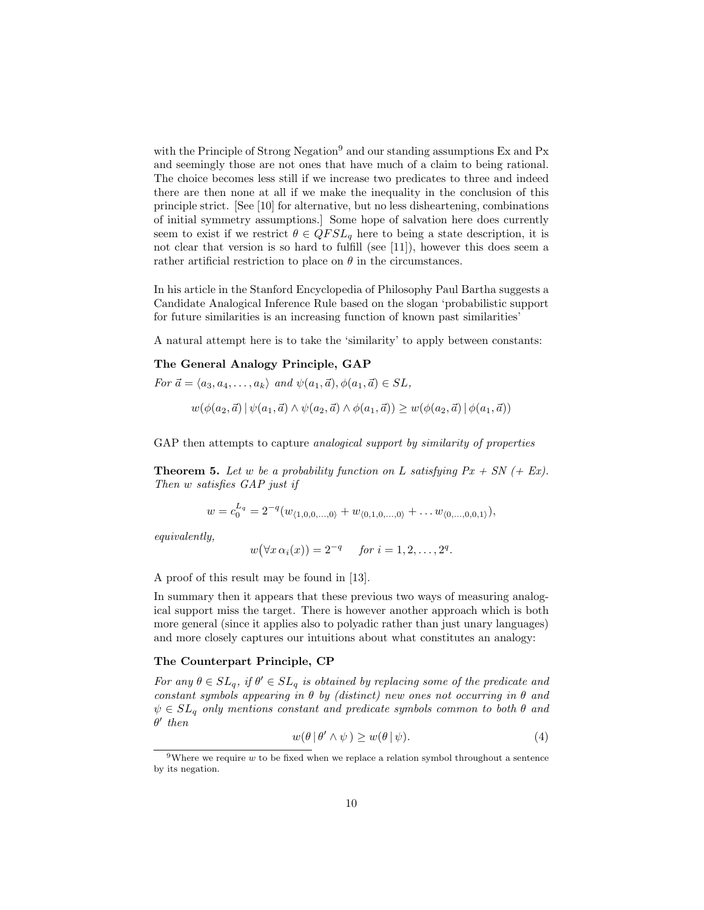with the Principle of Strong Negation[9] and our standing assumptions Ex and Px and seemingly those are not ones that have much of a claim to being rational. The choice becomes less still if we increase two predicates to three and indeed there are then none at all if we make the inequality in the conclusion of this principle strict. [See [10] for alternative, but no less disheartening, combinations of initial symmetry assumptions.] Some hope of salvation here does currently seem to exist if we restrict $\theta \in QFSL_q$ here to being a state description, it is not clear that version is so hard to fulfill (see [11]), however this does seem a rather artificial restriction to place on $\theta$ in the circumstances.

In his article in the Stanford Encyclopedia of Philosophy Paul Bartha suggests a Candidate Analogical Inference Rule based on the slogan 'probabilistic support for future similarities is an increasing function of known past similarities'

A natural attempt here is to take the 'similarity' to apply between constants:

**The General Analogy Principle, GAP**

*For* $\vec{a} = \langle a_3, a_4, \ldots, a_k \rangle$ *and* $\psi(a_1, \vec{a}), \phi(a_1, \vec{a}) \in SL$,

$$w(\phi(a_2, \vec{a}) \,|\, \psi(a_1, \vec{a}) \wedge \psi(a_2, \vec{a}) \wedge \phi(a_1, \vec{a})) \geq w(\phi(a_2, \vec{a}) \,|\, \phi(a_1, \vec{a}))$$

GAP then attempts to capture *analogical support by similarity of properties*

**Theorem 5.** *Let* $w$ *be a probability function on* $L$ *satisfying Px + SN (+ Ex). Then* $w$ *satisfies GAP just if*

$$w = c_0^{L_q} = 2^{-q}(w_{\langle 1,0,0,\ldots,0\rangle} + w_{\langle 0,1,0,\ldots,0\rangle} + \ldots w_{\langle 0,\ldots,0,0,1\rangle}),$$

*equivalently,*

$$w\big(\forall x\, \alpha_i(x)\big) = 2^{-q} \quad \text{for } i = 1, 2, \ldots, 2^q.$$

A proof of this result may be found in [13].

In summary then it appears that these previous two ways of measuring analogical support miss the target. There is however another approach which is both more general (since it applies also to polyadic rather than just unary languages) and more closely captures our intuitions about what constitutes an analogy:

**The Counterpart Principle, CP**

*For any* $\theta \in SL_q$, *if* $\theta' \in SL_q$ *is obtained by replacing some of the predicate and constant symbols appearing in* $\theta$ *by (distinct) new ones not occurring in* $\theta$ *and* $\psi \in SL_q$ *only mentions constant and predicate symbols common to both* $\theta$ *and* $\theta'$ *then*

$$w(\theta \,|\, \theta' \wedge \psi) \geq w(\theta \,|\, \psi). \tag{4}$$

[9]Where we require $w$ to be fixed when we replace a relation symbol throughout a sentence by its negation.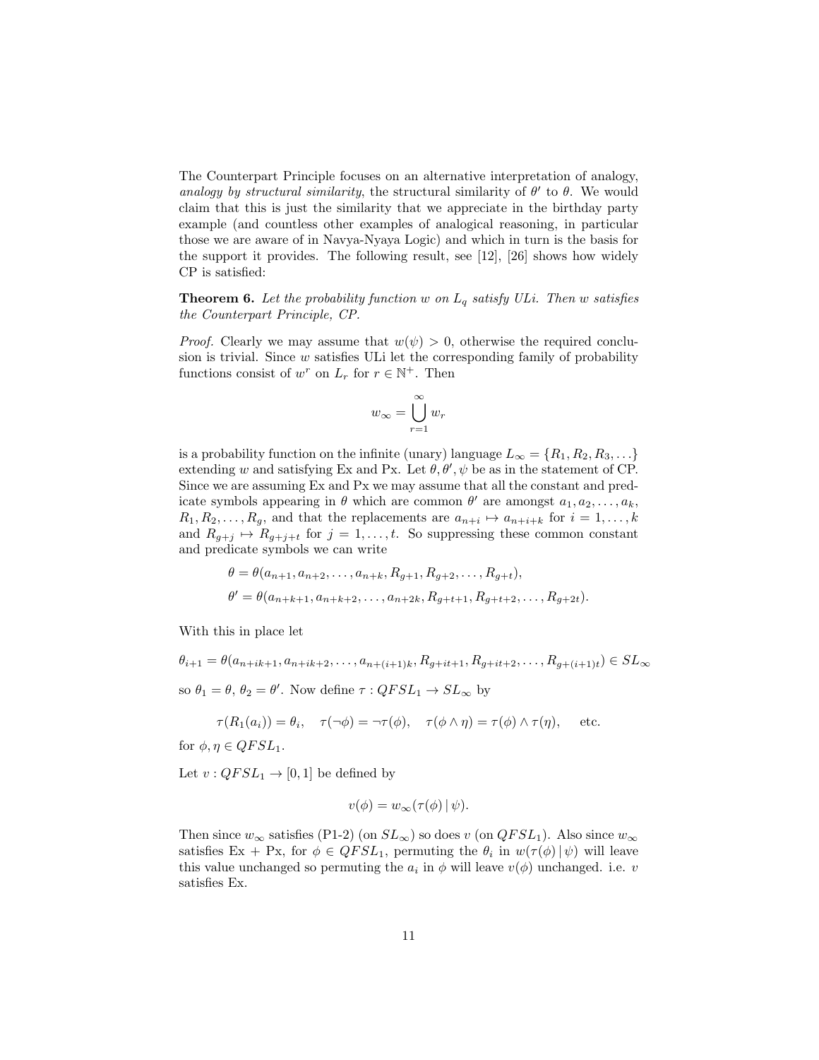The Counterpart Principle focuses on an alternative interpretation of analogy, *analogy by structural similarity*, the structural similarity of $\theta'$ to $\theta$. We would claim that this is just the similarity that we appreciate in the birthday party example (and countless other examples of analogical reasoning, in particular those we are aware of in Navya-Nyaya Logic) and which in turn is the basis for the support it provides. The following result, see [12], [26] shows how widely CP is satisfied:

**Theorem 6.** *Let the probability function $w$ on $L_q$ satisfy ULi. Then $w$ satisfies the Counterpart Principle, CP.*

*Proof.* Clearly we may assume that $w(\psi) > 0$, otherwise the required conclusion is trivial. Since $w$ satisfies ULi let the corresponding family of probability functions consist of $w^r$ on $L_r$ for $r \in \mathbb{N}^+$. Then

$$w_\infty = \bigcup_{r=1}^{\infty} w_r$$

is a probability function on the infinite (unary) language $L_\infty = \{R_1, R_2, R_3, \dots\}$ extending $w$ and satisfying Ex and Px. Let $\theta, \theta', \psi$ be as in the statement of CP. Since we are assuming Ex and Px we may assume that all the constant and predicate symbols appearing in $\theta$ which are common $\theta'$ are amongst $a_1, a_2, \dots, a_k$, $R_1, R_2, \dots, R_g$, and that the replacements are $a_{n+i} \mapsto a_{n+i+k}$ for $i = 1, \dots, k$ and $R_{g+j} \mapsto R_{g+j+t}$ for $j = 1, \dots, t$. So suppressing these common constant and predicate symbols we can write

$$\theta = \theta(a_{n+1}, a_{n+2}, \dots, a_{n+k}, R_{g+1}, R_{g+2}, \dots, R_{g+t}),$$

$$\theta' = \theta(a_{n+k+1}, a_{n+k+2}, \dots, a_{n+2k}, R_{g+t+1}, R_{g+t+2}, \dots, R_{g+2t}).$$

With this in place let

$$\theta_{i+1} = \theta(a_{n+ik+1}, a_{n+ik+2}, \dots, a_{n+(i+1)k}, R_{g+it+1}, R_{g+it+2}, \dots, R_{g+(i+1)t}) \in SL_\infty$$

so $\theta_1 = \theta$, $\theta_2 = \theta'$. Now define $\tau : QFSL_1 \to SL_\infty$ by

$$\tau(R_1(a_i)) = \theta_i, \quad \tau(\neg\phi) = \neg\tau(\phi), \quad \tau(\phi \wedge \eta) = \tau(\phi) \wedge \tau(\eta), \quad \text{etc.}$$

for $\phi, \eta \in QFSL_1$.

Let $v : QFSL_1 \to [0, 1]$ be defined by

$$v(\phi) = w_\infty(\tau(\phi) \mid \psi).$$

Then since $w_\infty$ satisfies (P1-2) (on $SL_\infty$) so does $v$ (on $QFSL_1$). Also since $w_\infty$ satisfies Ex + Px, for $\phi \in QFSL_1$, permuting the $\theta_i$ in $w(\tau(\phi) \mid \psi)$ will leave this value unchanged so permuting the $a_i$ in $\phi$ will leave $v(\phi)$ unchanged. i.e. $v$ satisfies Ex.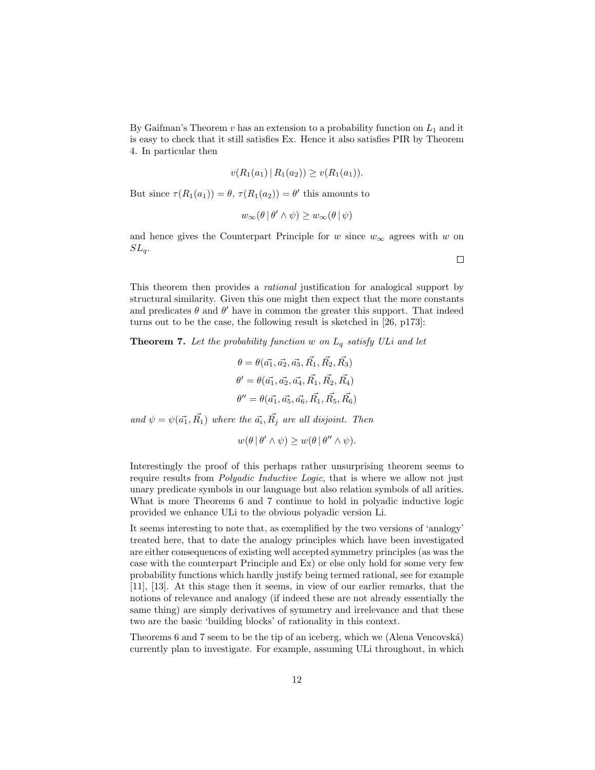By Gaifman's Theorem $v$ has an extension to a probability function on $L_1$ and it is easy to check that it still satisfies Ex. Hence it also satisfies PIR by Theorem 4. In particular then

$$v(R_1(a_1) \,|\, R_1(a_2)) \geq v(R_1(a_1)).$$

But since $\tau(R_1(a_1)) = \theta$, $\tau(R_1(a_2)) = \theta'$ this amounts to

$$w_\infty(\theta \,|\, \theta' \wedge \psi) \geq w_\infty(\theta \,|\, \psi)$$

and hence gives the Counterpart Principle for $w$ since $w_\infty$ agrees with $w$ on $SL_q$.

□

This theorem then provides a *rational* justification for analogical support by structural similarity. Given this one might then expect that the more constants and predicates $\theta$ and $\theta'$ have in common the greater this support. That indeed turns out to be the case, the following result is sketched in [26, p173]:

**Theorem 7.** *Let the probability function $w$ on $L_q$ satisfy ULi and let*

$$\theta = \theta(\vec{a_1}, \vec{a_2}, \vec{a_3}, \vec{R_1}, \vec{R_2}, \vec{R_3})$$
$$\theta' = \theta(\vec{a_1}, \vec{a_2}, \vec{a_4}, \vec{R_1}, \vec{R_2}, \vec{R_4})$$
$$\theta'' = \theta(\vec{a_1}, \vec{a_5}, \vec{a_6}, \vec{R_1}, \vec{R_5}, \vec{R_6})$$

*and $\psi = \psi(\vec{a_1}, \vec{R_1})$ where the $\vec{a_i}, \vec{R_j}$ are all disjoint. Then*

$$w(\theta \,|\, \theta' \wedge \psi) \geq w(\theta \,|\, \theta'' \wedge \psi).$$

Interestingly the proof of this perhaps rather unsurprising theorem seems to require results from *Polyadic Inductive Logic*, that is where we allow not just unary predicate symbols in our language but also relation symbols of all arities. What is more Theorems 6 and 7 continue to hold in polyadic inductive logic provided we enhance ULi to the obvious polyadic version Li.

It seems interesting to note that, as exemplified by the two versions of 'analogy' treated here, that to date the analogy principles which have been investigated are either consequences of existing well accepted symmetry principles (as was the case with the counterpart Principle and Ex) or else only hold for some very few probability functions which hardly justify being termed rational, see for example [11], [13]. At this stage then it seems, in view of our earlier remarks, that the notions of relevance and analogy (if indeed these are not already essentially the same thing) are simply derivatives of symmetry and irrelevance and that these two are the basic 'building blocks' of rationality in this context.

Theorems 6 and 7 seem to be the tip of an iceberg, which we (Alena Vencovská) currently plan to investigate. For example, assuming ULi throughout, in which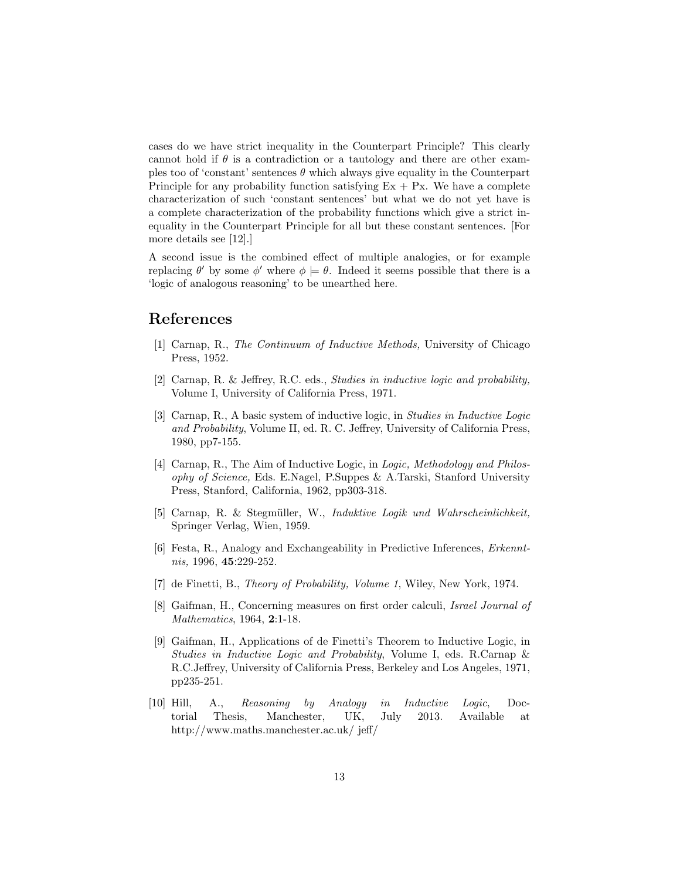cases do we have strict inequality in the Counterpart Principle? This clearly cannot hold if $\theta$ is a contradiction or a tautology and there are other examples too of 'constant' sentences $\theta$ which always give equality in the Counterpart Principle for any probability function satisfying Ex + Px. We have a complete characterization of such 'constant sentences' but what we do not yet have is a complete characterization of the probability functions which give a strict inequality in the Counterpart Principle for all but these constant sentences. [For more details see [12].]

A second issue is the combined effect of multiple analogies, or for example replacing $\theta'$ by some $\phi'$ where $\phi \models \theta$. Indeed it seems possible that there is a 'logic of analogous reasoning' to be unearthed here.

## References

[1] Carnap, R., *The Continuum of Inductive Methods,* University of Chicago Press, 1952.

[2] Carnap, R. & Jeffrey, R.C. eds., *Studies in inductive logic and probability,* Volume I, University of California Press, 1971.

[3] Carnap, R., A basic system of inductive logic, in *Studies in Inductive Logic and Probability*, Volume II, ed. R. C. Jeffrey, University of California Press, 1980, pp7-155.

[4] Carnap, R., The Aim of Inductive Logic, in *Logic, Methodology and Philosophy of Science,* Eds. E.Nagel, P.Suppes & A.Tarski, Stanford University Press, Stanford, California, 1962, pp303-318.

[5] Carnap, R. & Stegmüller, W., *Induktive Logik und Wahrscheinlichkeit,* Springer Verlag, Wien, 1959.

[6] Festa, R., Analogy and Exchangeability in Predictive Inferences, *Erkenntnis,* 1996, **45**:229-252.

[7] de Finetti, B., *Theory of Probability, Volume 1*, Wiley, New York, 1974.

[8] Gaifman, H., Concerning measures on first order calculi, *Israel Journal of Mathematics*, 1964, **2**:1-18.

[9] Gaifman, H., Applications of de Finetti's Theorem to Inductive Logic, in *Studies in Inductive Logic and Probability*, Volume I, eds. R.Carnap & R.C.Jeffrey, University of California Press, Berkeley and Los Angeles, 1971, pp235-251.

[10] Hill, A., *Reasoning by Analogy in Inductive Logic*, Doctorial Thesis, Manchester, UK, July 2013. Available at http://www.maths.manchester.ac.uk/ jeff/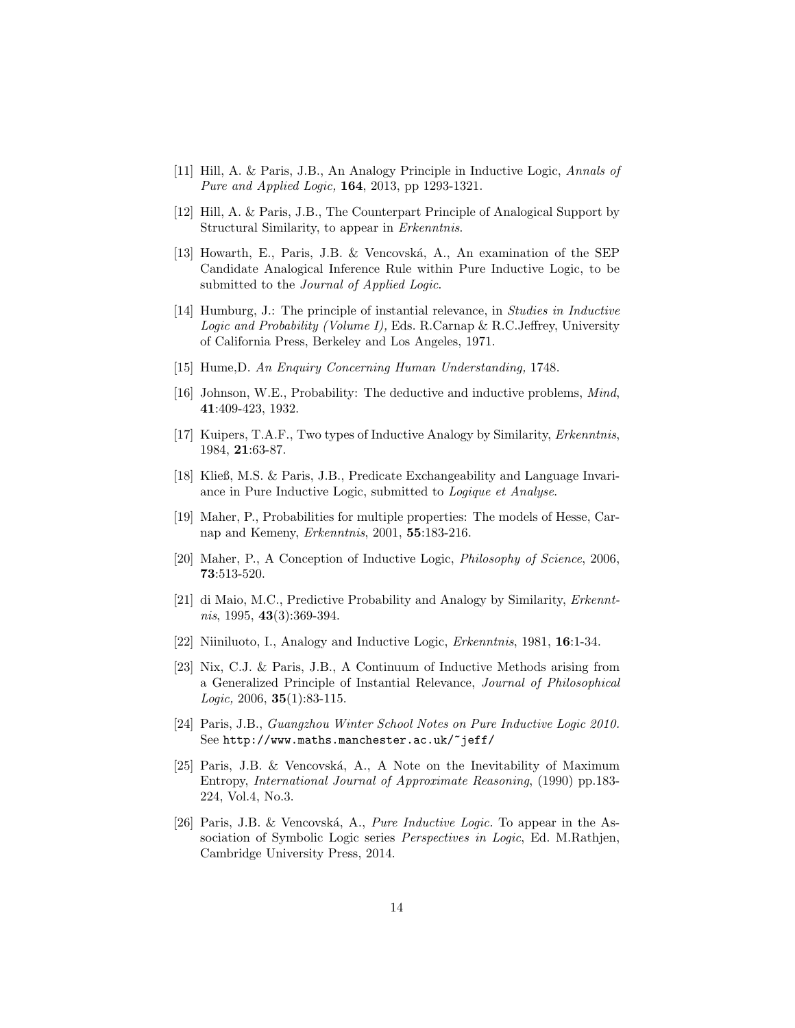[11] Hill, A. & Paris, J.B., An Analogy Principle in Inductive Logic, *Annals of Pure and Applied Logic,* **164**, 2013, pp 1293-1321.

[12] Hill, A. & Paris, J.B., The Counterpart Principle of Analogical Support by Structural Similarity, to appear in *Erkenntnis*.

[13] Howarth, E., Paris, J.B. & Vencovská, A., An examination of the SEP Candidate Analogical Inference Rule within Pure Inductive Logic, to be submitted to the *Journal of Applied Logic*.

[14] Humburg, J.: The principle of instantial relevance, in *Studies in Inductive Logic and Probability (Volume I),* Eds. R.Carnap & R.C.Jeffrey, University of California Press, Berkeley and Los Angeles, 1971.

[15] Hume,D. *An Enquiry Concerning Human Understanding,* 1748.

[16] Johnson, W.E., Probability: The deductive and inductive problems, *Mind*, **41**:409-423, 1932.

[17] Kuipers, T.A.F., Two types of Inductive Analogy by Similarity, *Erkenntnis*, 1984, **21**:63-87.

[18] Kließ, M.S. & Paris, J.B., Predicate Exchangeability and Language Invariance in Pure Inductive Logic, submitted to *Logique et Analyse*.

[19] Maher, P., Probabilities for multiple properties: The models of Hesse, Carnap and Kemeny, *Erkenntnis*, 2001, **55**:183-216.

[20] Maher, P., A Conception of Inductive Logic, *Philosophy of Science*, 2006, **73**:513-520.

[21] di Maio, M.C., Predictive Probability and Analogy by Similarity, *Erkenntnis*, 1995, **43**(3):369-394.

[22] Niiniluoto, I., Analogy and Inductive Logic, *Erkenntnis*, 1981, **16**:1-34.

[23] Nix, C.J. & Paris, J.B., A Continuum of Inductive Methods arising from a Generalized Principle of Instantial Relevance, *Journal of Philosophical Logic,* 2006, **35**(1):83-115.

[24] Paris, J.B., *Guangzhou Winter School Notes on Pure Inductive Logic 2010.* See `http://www.maths.manchester.ac.uk/~jeff/`

[25] Paris, J.B. & Vencovská, A., A Note on the Inevitability of Maximum Entropy, *International Journal of Approximate Reasoning*, (1990) pp.183-224, Vol.4, No.3.

[26] Paris, J.B. & Vencovská, A., *Pure Inductive Logic.* To appear in the Association of Symbolic Logic series *Perspectives in Logic*, Ed. M.Rathjen, Cambridge University Press, 2014.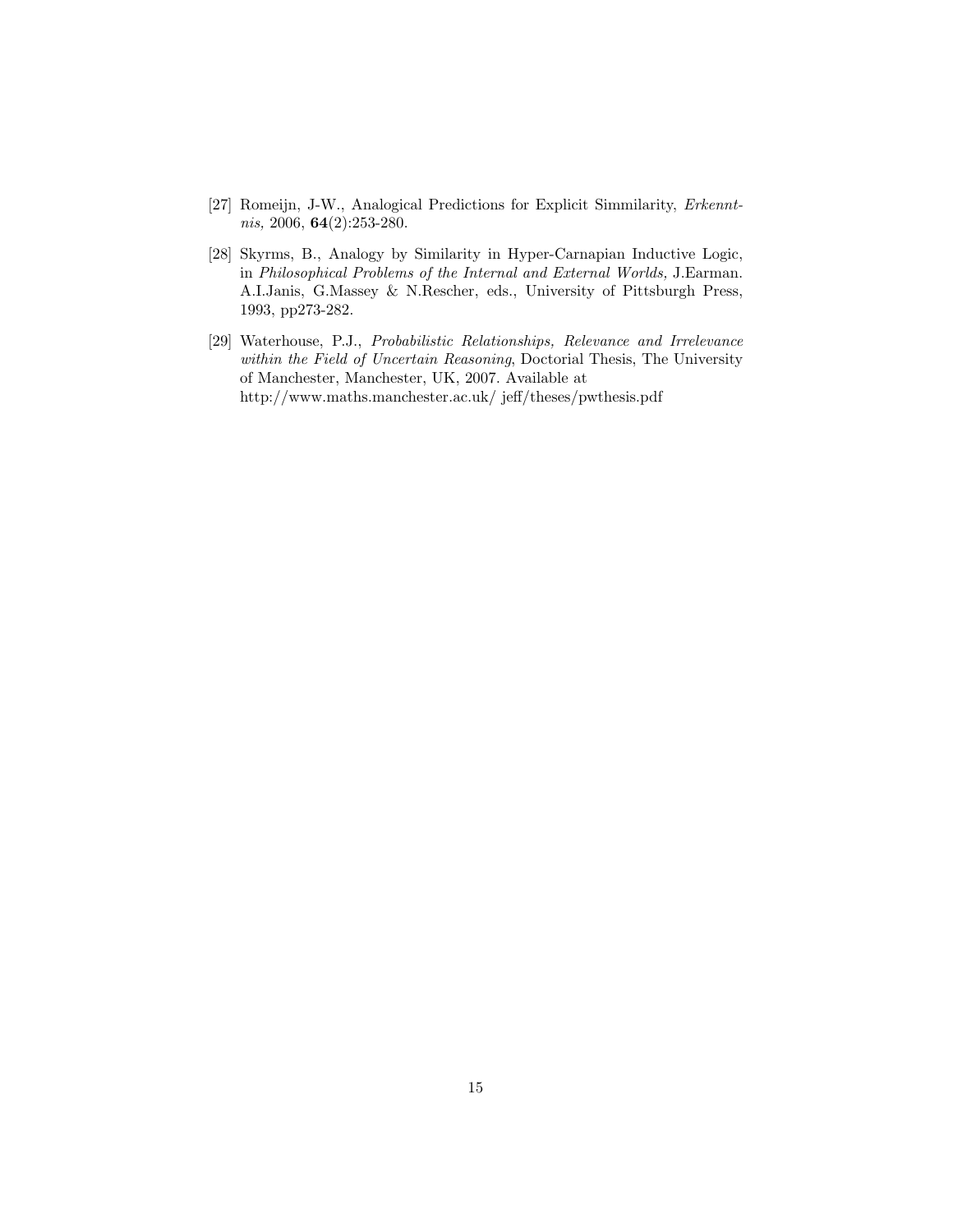[27] Romeijn, J-W., Analogical Predictions for Explicit Simmilarity, *Erkenntnis,* 2006, **64**(2):253-280.

[28] Skyrms, B., Analogy by Similarity in Hyper-Carnapian Inductive Logic, in *Philosophical Problems of the Internal and External Worlds,* J.Earman. A.I.Janis, G.Massey & N.Rescher, eds., University of Pittsburgh Press, 1993, pp273-282.

[29] Waterhouse, P.J., *Probabilistic Relationships, Relevance and Irrelevance within the Field of Uncertain Reasoning*, Doctorial Thesis, The University of Manchester, Manchester, UK, 2007. Available at http://www.maths.manchester.ac.uk/ jeff/theses/pwthesis.pdf